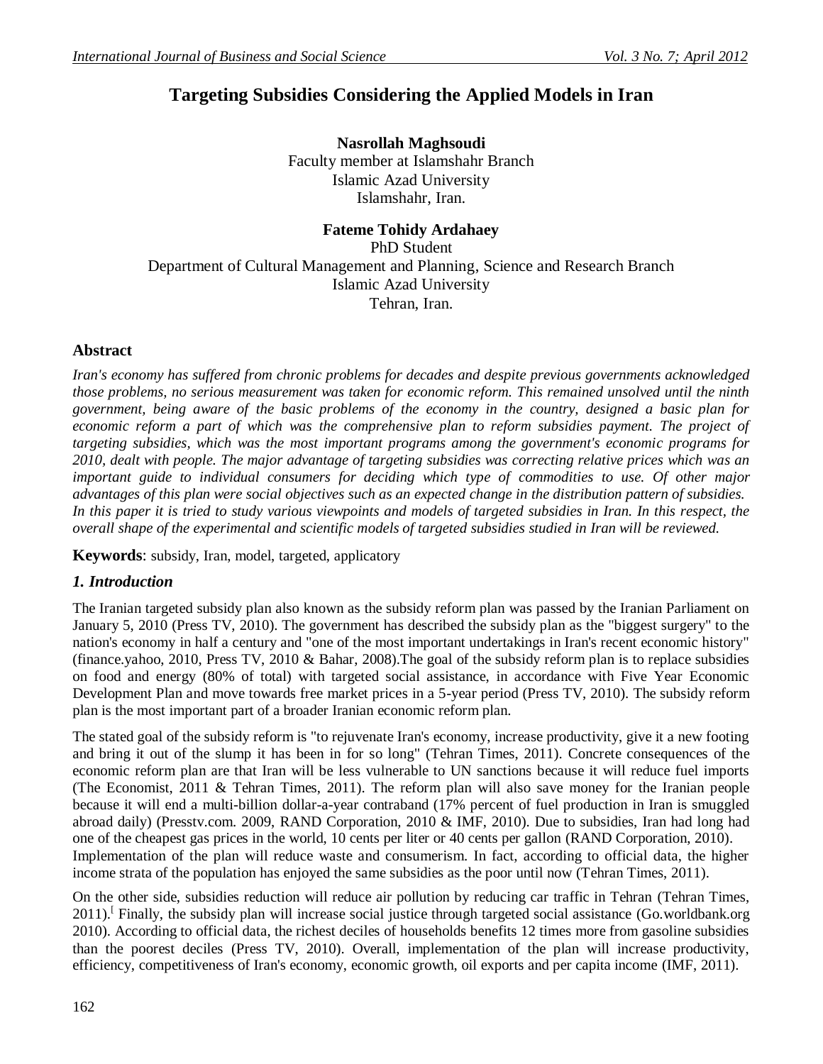# Targeting Subsidies Considering the Applied Models in Iran

**Nasrollah Maghsoudi**
Faculty member at Islamshahr Branch
Islamic Azad University
Islamshahr, Iran.

**Fateme Tohidy Ardahaey**
PhD Student
Department of Cultural Management and Planning, Science and Research Branch
Islamic Azad University
Tehran, Iran.

## Abstract

*Iran's economy has suffered from chronic problems for decades and despite previous governments acknowledged those problems, no serious measurement was taken for economic reform. This remained unsolved until the ninth government, being aware of the basic problems of the economy in the country, designed a basic plan for economic reform a part of which was the comprehensive plan to reform subsidies payment. The project of targeting subsidies, which was the most important programs among the government's economic programs for 2010, dealt with people. The major advantage of targeting subsidies was correcting relative prices which was an important guide to individual consumers for deciding which type of commodities to use. Of other major advantages of this plan were social objectives such as an expected change in the distribution pattern of subsidies. In this paper it is tried to study various viewpoints and models of targeted subsidies in Iran. In this respect, the overall shape of the experimental and scientific models of targeted subsidies studied in Iran will be reviewed.*

**Keywords**: subsidy, Iran, model, targeted, applicatory

## *1. Introduction*

The Iranian targeted subsidy plan also known as the subsidy reform plan was passed by the Iranian Parliament on January 5, 2010 (Press TV, 2010). The government has described the subsidy plan as the "biggest surgery" to the nation's economy in half a century and "one of the most important undertakings in Iran's recent economic history" (finance.yahoo, 2010, Press TV, 2010 & Bahar, 2008).The goal of the subsidy reform plan is to replace subsidies on food and energy (80% of total) with targeted social assistance, in accordance with Five Year Economic Development Plan and move towards free market prices in a 5-year period (Press TV, 2010). The subsidy reform plan is the most important part of a broader Iranian economic reform plan.

The stated goal of the subsidy reform is "to rejuvenate Iran's economy, increase productivity, give it a new footing and bring it out of the slump it has been in for so long" (Tehran Times, 2011). Concrete consequences of the economic reform plan are that Iran will be less vulnerable to UN sanctions because it will reduce fuel imports (The Economist, 2011 & Tehran Times, 2011). The reform plan will also save money for the Iranian people because it will end a multi-billion dollar-a-year contraband (17% percent of fuel production in Iran is smuggled abroad daily) (Presstv.com. 2009, RAND Corporation, 2010 & IMF, 2010). Due to subsidies, Iran had long had one of the cheapest gas prices in the world, 10 cents per liter or 40 cents per gallon (RAND Corporation, 2010). Implementation of the plan will reduce waste and consumerism. In fact, according to official data, the higher income strata of the population has enjoyed the same subsidies as the poor until now (Tehran Times, 2011).

On the other side, subsidies reduction will reduce air pollution by reducing car traffic in Tehran (Tehran Times, 2011).[ Finally, the subsidy plan will increase social justice through targeted social assistance (Go.worldbank.org 2010). According to official data, the richest deciles of households benefits 12 times more from gasoline subsidies than the poorest deciles (Press TV, 2010). Overall, implementation of the plan will increase productivity, efficiency, competitiveness of Iran's economy, economic growth, oil exports and per capita income (IMF, 2011).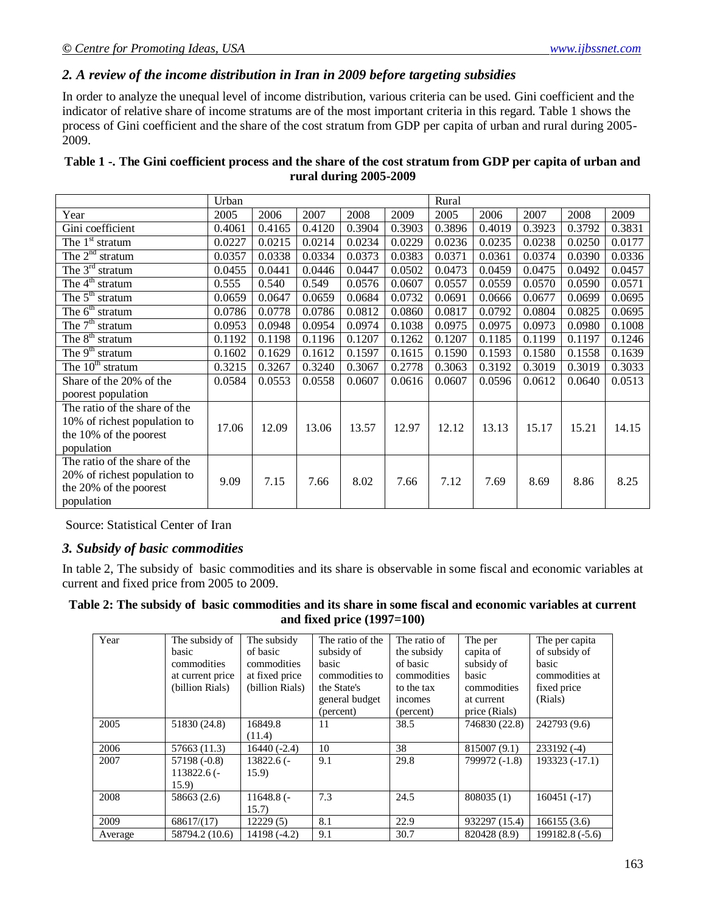## *2. A review of the income distribution in Iran in 2009 before targeting subsidies*

In order to analyze the unequal level of income distribution, various criteria can be used. Gini coefficient and the indicator of relative share of income stratums are of the most important criteria in this regard. Table 1 shows the process of Gini coefficient and the share of the cost stratum from GDP per capita of urban and rural during 2005-2009.

**Table 1 -. The Gini coefficient process and the share of the cost stratum from GDP per capita of urban and rural during 2005-2009**

| | Urban | | | | | Rural | | | | |
|---|---|---|---|---|---|---|---|---|---|---|
| Year | 2005 | 2006 | 2007 | 2008 | 2009 | 2005 | 2006 | 2007 | 2008 | 2009 |
| Gini coefficient | 0.4061 | 0.4165 | 0.4120 | 0.3904 | 0.3903 | 0.3896 | 0.4019 | 0.3923 | 0.3792 | 0.3831 |
| The 1st stratum | 0.0227 | 0.0215 | 0.0214 | 0.0234 | 0.0229 | 0.0236 | 0.0235 | 0.0238 | 0.0250 | 0.0177 |
| The 2nd stratum | 0.0357 | 0.0338 | 0.0334 | 0.0373 | 0.0383 | 0.0371 | 0.0361 | 0.0374 | 0.0390 | 0.0336 |
| The 3rd stratum | 0.0455 | 0.0441 | 0.0446 | 0.0447 | 0.0502 | 0.0473 | 0.0459 | 0.0475 | 0.0492 | 0.0457 |
| The 4th stratum | 0.555 | 0.540 | 0.549 | 0.0576 | 0.0607 | 0.0557 | 0.0559 | 0.0570 | 0.0590 | 0.0571 |
| The 5th stratum | 0.0659 | 0.0647 | 0.0659 | 0.0684 | 0.0732 | 0.0691 | 0.0666 | 0.0677 | 0.0699 | 0.0695 |
| The 6th stratum | 0.0786 | 0.0778 | 0.0786 | 0.0812 | 0.0860 | 0.0817 | 0.0792 | 0.0804 | 0.0825 | 0.0695 |
| The 7th stratum | 0.0953 | 0.0948 | 0.0954 | 0.0974 | 0.1038 | 0.0975 | 0.0975 | 0.0973 | 0.0980 | 0.1008 |
| The 8th stratum | 0.1192 | 0.1198 | 0.1196 | 0.1207 | 0.1262 | 0.1207 | 0.1185 | 0.1199 | 0.1197 | 0.1246 |
| The 9th stratum | 0.1602 | 0.1629 | 0.1612 | 0.1597 | 0.1615 | 0.1590 | 0.1593 | 0.1580 | 0.1558 | 0.1639 |
| The 10th stratum | 0.3215 | 0.3267 | 0.3240 | 0.3067 | 0.2778 | 0.3063 | 0.3192 | 0.3019 | 0.3019 | 0.3033 |
| Share of the 20% of the poorest population | 0.0584 | 0.0553 | 0.0558 | 0.0607 | 0.0616 | 0.0607 | 0.0596 | 0.0612 | 0.0640 | 0.0513 |
| The ratio of the share of the 10% of richest population to the 10% of the poorest population | 17.06 | 12.09 | 13.06 | 13.57 | 12.97 | 12.12 | 13.13 | 15.17 | 15.21 | 14.15 |
| The ratio of the share of the 20% of richest population to the 20% of the poorest population | 9.09 | 7.15 | 7.66 | 8.02 | 7.66 | 7.12 | 7.69 | 8.69 | 8.86 | 8.25 |

Source: Statistical Center of Iran

## *3. Subsidy of basic commodities*

In table 2, The subsidy of basic commodities and its share is observable in some fiscal and economic variables at current and fixed price from 2005 to 2009.

**Table 2: The subsidy of basic commodities and its share in some fiscal and economic variables at current and fixed price (1997=100)**

| Year | The subsidy of basic commodities at current price (billion Rials) | The subsidy of basic commodities at fixed price (billion Rials) | The ratio of the subsidy of basic commodities to the State's general budget (percent) | The ratio of the subsidy of basic commodities to the tax incomes (percent) | The per capita of subsidy of basic commodities at current price (Rials) | The per capita of subsidy of basic commodities at fixed price (Rials) |
|---|---|---|---|---|---|---|
| 2005 | 51830 (24.8) | 16849.8 (11.4) | 11 | 38.5 | 746830 (22.8) | 242793 (9.6) |
| 2006 | 57663 (11.3) | 16440 (-2.4) | 10 | 38 | 815007 (9.1) | 233192 (-4) |
| 2007 | 57198 (-0.8) 113822.6 (-15.9) | 13822.6 (-15.9) | 9.1 | 29.8 | 799972 (-1.8) | 193323 (-17.1) |
| 2008 | 58663 (2.6) | 11648.8 (-15.7) | 7.3 | 24.5 | 808035 (1) | 160451 (-17) |
| 2009 | 68617/(17) | 12229 (5) | 8.1 | 22.9 | 932297 (15.4) | 166155 (3.6) |
| Average | 58794.2 (10.6) | 14198 (-4.2) | 9.1 | 30.7 | 820428 (8.9) | 199182.8 (-5.6) |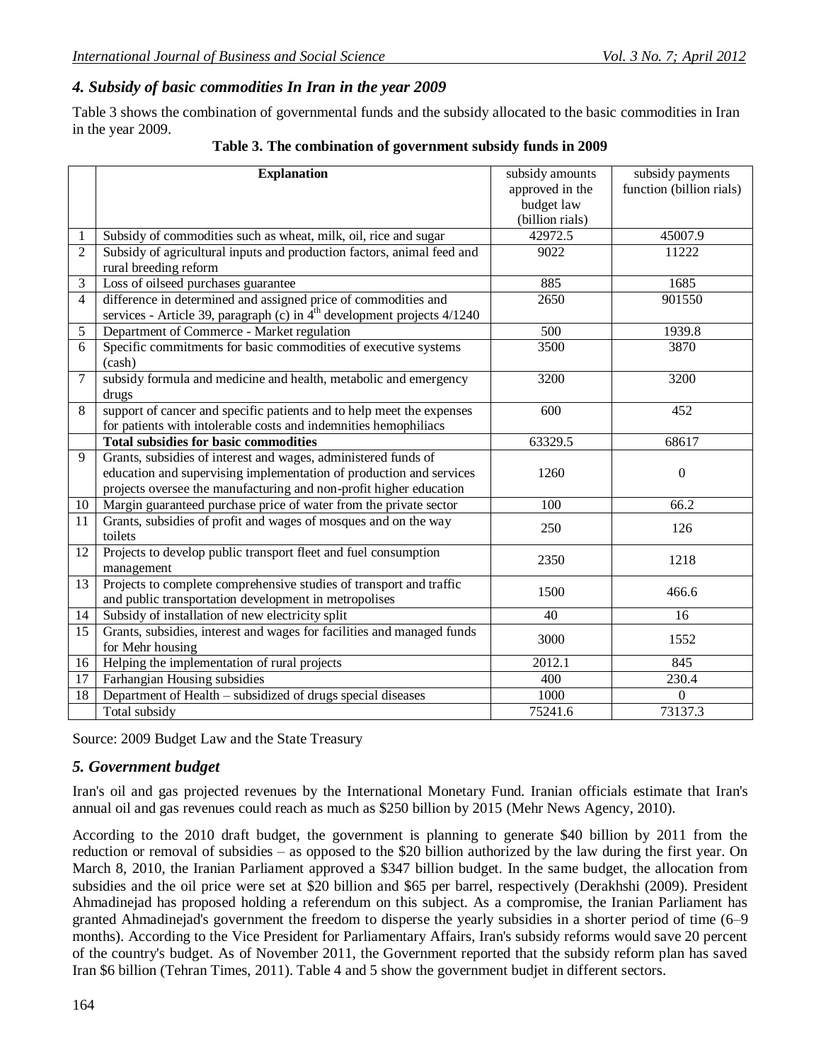## *4. Subsidy of basic commodities In Iran in the year 2009*

Table 3 shows the combination of governmental funds and the subsidy allocated to the basic commodities in Iran in the year 2009.

**Table 3. The combination of government subsidy funds in 2009**

| | **Explanation** | subsidy amounts approved in the budget law (billion rials) | subsidy payments function (billion rials) |
|---|---|---|---|
| 1 | Subsidy of commodities such as wheat, milk, oil, rice and sugar | 42972.5 | 45007.9 |
| 2 | Subsidy of agricultural inputs and production factors, animal feed and rural breeding reform | 9022 | 11222 |
| 3 | Loss of oilseed purchases guarantee | 885 | 1685 |
| 4 | difference in determined and assigned price of commodities and services - Article 39, paragraph (c) in 4th development projects 4/1240 | 2650 | 901550 |
| 5 | Department of Commerce - Market regulation | 500 | 1939.8 |
| 6 | Specific commitments for basic commodities of executive systems (cash) | 3500 | 3870 |
| 7 | subsidy formula and medicine and health, metabolic and emergency drugs | 3200 | 3200 |
| 8 | support of cancer and specific patients and to help meet the expenses for patients with intolerable costs and indemnities hemophiliacs | 600 | 452 |
| | **Total subsidies for basic commodities** | 63329.5 | 68617 |
| 9 | Grants, subsidies of interest and wages, administered funds of education and supervising implementation of production and services projects oversee the manufacturing and non-profit higher education | 1260 | 0 |
| 10 | Margin guaranteed purchase price of water from the private sector | 100 | 66.2 |
| 11 | Grants, subsidies of profit and wages of mosques and on the way toilets | 250 | 126 |
| 12 | Projects to develop public transport fleet and fuel consumption management | 2350 | 1218 |
| 13 | Projects to complete comprehensive studies of transport and traffic and public transportation development in metropolises | 1500 | 466.6 |
| 14 | Subsidy of installation of new electricity split | 40 | 16 |
| 15 | Grants, subsidies, interest and wages for facilities and managed funds for Mehr housing | 3000 | 1552 |
| 16 | Helping the implementation of rural projects | 2012.1 | 845 |
| 17 | Farhangian Housing subsidies | 400 | 230.4 |
| 18 | Department of Health – subsidized of drugs special diseases | 1000 | 0 |
| | Total subsidy | 75241.6 | 73137.3 |

Source: 2009 Budget Law and the State Treasury

## *5. Government budget*

Iran's oil and gas projected revenues by the International Monetary Fund. Iranian officials estimate that Iran's annual oil and gas revenues could reach as much as $250 billion by 2015 (Mehr News Agency, 2010).

According to the 2010 draft budget, the government is planning to generate $40 billion by 2011 from the reduction or removal of subsidies – as opposed to the $20 billion authorized by the law during the first year. On March 8, 2010, the Iranian Parliament approved a $347 billion budget. In the same budget, the allocation from subsidies and the oil price were set at $20 billion and $65 per barrel, respectively (Derakhshi (2009). President Ahmadinejad has proposed holding a referendum on this subject. As a compromise, the Iranian Parliament has granted Ahmadinejad's government the freedom to disperse the yearly subsidies in a shorter period of time (6–9 months). According to the Vice President for Parliamentary Affairs, Iran's subsidy reforms would save 20 percent of the country's budget. As of November 2011, the Government reported that the subsidy reform plan has saved Iran $6 billion (Tehran Times, 2011). Table 4 and 5 show the government budjet in different sectors.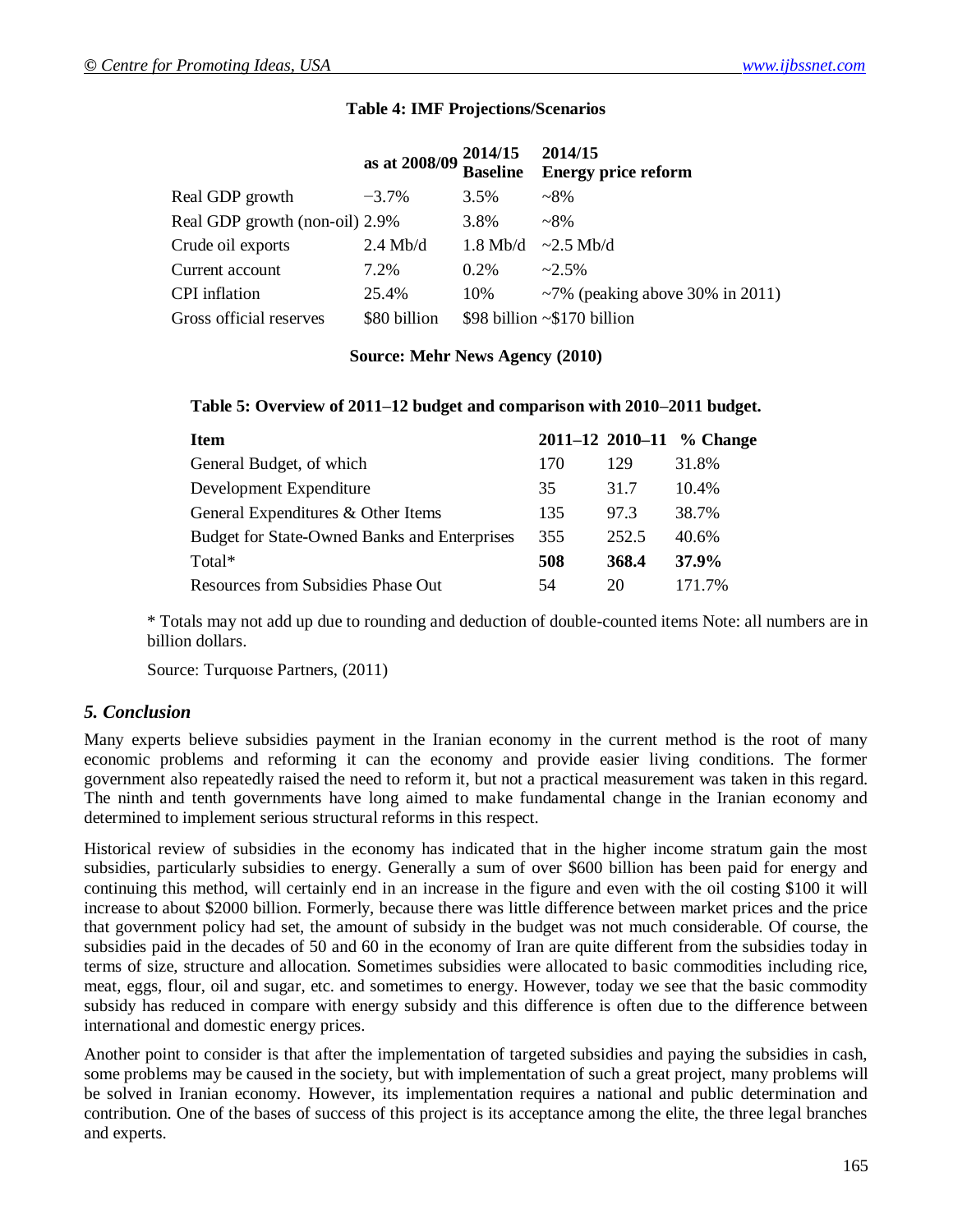**Table 4: IMF Projections/Scenarios**

| | as at 2008/09 | 2014/15 Baseline | 2014/15 Energy price reform |
|---|---|---|---|
| Real GDP growth | −3.7% | 3.5% | ~8% |
| Real GDP growth (non-oil) | 2.9% | 3.8% | ~8% |
| Crude oil exports | 2.4 Mb/d | 1.8 Mb/d | ~2.5 Mb/d |
| Current account | 7.2% | 0.2% | ~2.5% |
| CPI inflation | 25.4% | 10% | ~7% (peaking above 30% in 2011) |
| Gross official reserves | $80 billion | $98 billion | ~$170 billion |

**Source: Mehr News Agency (2010)**

**Table 5: Overview of 2011–12 budget and comparison with 2010–2011 budget.**

| Item | 2011–12 | 2010–11 | % Change |
|---|---|---|---|
| General Budget, of which | 170 | 129 | 31.8% |
| Development Expenditure | 35 | 31.7 | 10.4% |
| General Expenditures & Other Items | 135 | 97.3 | 38.7% |
| Budget for State-Owned Banks and Enterprises | 355 | 252.5 | 40.6% |
| Total* | **508** | **368.4** | **37.9%** |
| Resources from Subsidies Phase Out | 54 | 20 | 171.7% |

* Totals may not add up due to rounding and deduction of double-counted items Note: all numbers are in billion dollars.

Source: Turquoise Partners, (2011)

## *5. Conclusion*

Many experts believe subsidies payment in the Iranian economy in the current method is the root of many economic problems and reforming it can the economy and provide easier living conditions. The former government also repeatedly raised the need to reform it, but not a practical measurement was taken in this regard. The ninth and tenth governments have long aimed to make fundamental change in the Iranian economy and determined to implement serious structural reforms in this respect.

Historical review of subsidies in the economy has indicated that in the higher income stratum gain the most subsidies, particularly subsidies to energy. Generally a sum of over $600 billion has been paid for energy and continuing this method, will certainly end in an increase in the figure and even with the oil costing $100 it will increase to about $2000 billion. Formerly, because there was little difference between market prices and the price that government policy had set, the amount of subsidy in the budget was not much considerable. Of course, the subsidies paid in the decades of 50 and 60 in the economy of Iran are quite different from the subsidies today in terms of size, structure and allocation. Sometimes subsidies were allocated to basic commodities including rice, meat, eggs, flour, oil and sugar, etc. and sometimes to energy. However, today we see that the basic commodity subsidy has reduced in compare with energy subsidy and this difference is often due to the difference between international and domestic energy prices.

Another point to consider is that after the implementation of targeted subsidies and paying the subsidies in cash, some problems may be caused in the society, but with implementation of such a great project, many problems will be solved in Iranian economy. However, its implementation requires a national and public determination and contribution. One of the bases of success of this project is its acceptance among the elite, the three legal branches and experts.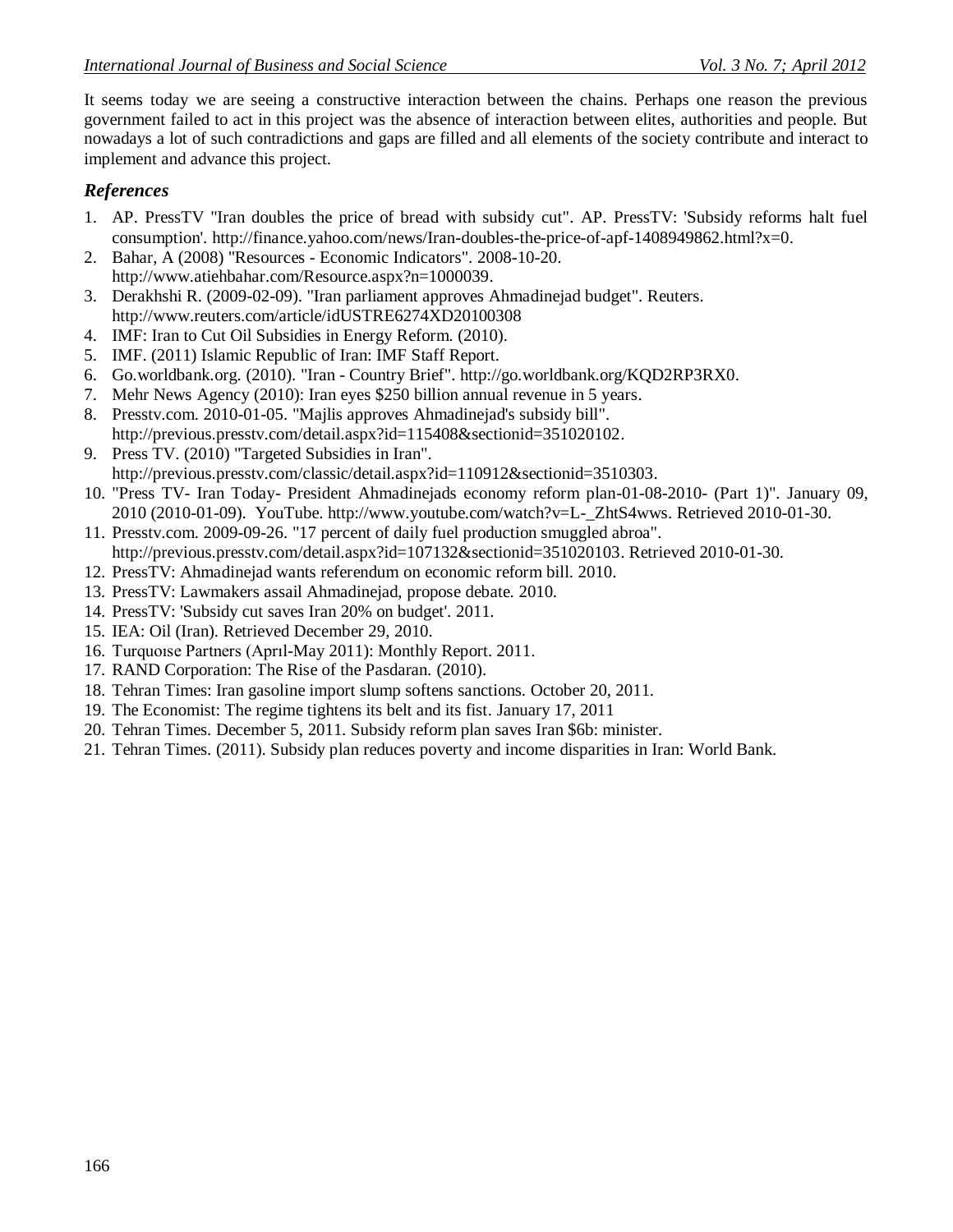It seems today we are seeing a constructive interaction between the chains. Perhaps one reason the previous government failed to act in this project was the absence of interaction between elites, authorities and people. But nowadays a lot of such contradictions and gaps are filled and all elements of the society contribute and interact to implement and advance this project.

## *References*

1. AP. PressTV "Iran doubles the price of bread with subsidy cut". AP. PressTV: 'Subsidy reforms halt fuel consumption'. http://finance.yahoo.com/news/Iran-doubles-the-price-of-apf-1408949862.html?x=0.
2. Bahar, A (2008) "Resources - Economic Indicators". 2008-10-20. http://www.atiehbahar.com/Resource.aspx?n=1000039.
3. Derakhshi R. (2009-02-09). "Iran parliament approves Ahmadinejad budget". Reuters. http://www.reuters.com/article/idUSTRE6274XD20100308
4. IMF: Iran to Cut Oil Subsidies in Energy Reform. (2010).
5. IMF. (2011) Islamic Republic of Iran: IMF Staff Report.
6. Go.worldbank.org. (2010). "Iran - Country Brief". http://go.worldbank.org/KQD2RP3RX0.
7. Mehr News Agency (2010): Iran eyes $250 billion annual revenue in 5 years.
8. Presstv.com. 2010-01-05. "Majlis approves Ahmadinejad's subsidy bill". http://previous.presstv.com/detail.aspx?id=115408&sectionid=351020102.
9. Press TV. (2010) "Targeted Subsidies in Iran". http://previous.presstv.com/classic/detail.aspx?id=110912&sectionid=3510303.
10. "Press TV- Iran Today- President Ahmadinejads economy reform plan-01-08-2010- (Part 1)". January 09, 2010 (2010-01-09). YouTube. http://www.youtube.com/watch?v=L-_ZhtS4wws. Retrieved 2010-01-30.
11. Presstv.com. 2009-09-26. "17 percent of daily fuel production smuggled abroa". http://previous.presstv.com/detail.aspx?id=107132&sectionid=351020103. Retrieved 2010-01-30.
12. PressTV: Ahmadinejad wants referendum on economic reform bill. 2010.
13. PressTV: Lawmakers assail Ahmadinejad, propose debate. 2010.
14. PressTV: 'Subsidy cut saves Iran 20% on budget'. 2011.
15. IEA: Oil (Iran). Retrieved December 29, 2010.
16. Turquoıse Partners (Aprıl-May 2011): Monthly Report. 2011.
17. RAND Corporation: The Rise of the Pasdaran. (2010).
18. Tehran Times: Iran gasoline import slump softens sanctions. October 20, 2011.
19. The Economist: The regime tightens its belt and its fist. January 17, 2011
20. Tehran Times. December 5, 2011. Subsidy reform plan saves Iran $6b: minister.
21. Tehran Times. (2011). Subsidy plan reduces poverty and income disparities in Iran: World Bank.